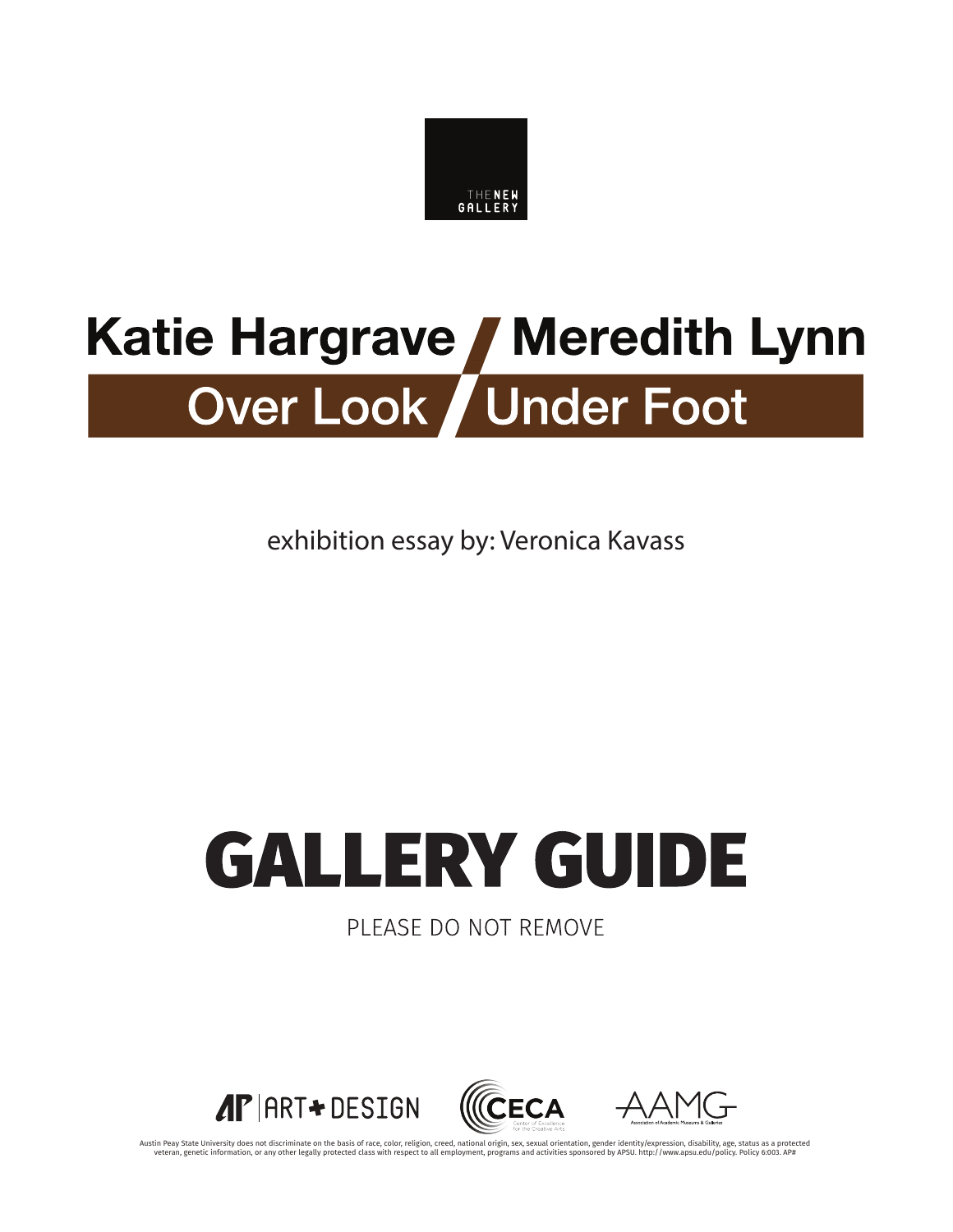THE NEW GALLERY

# Katie Hargrave / Meredith Lynn

## Over Look / Under Foot

exhibition essay by: Veronica Kavass

# GALLERY GUIDE

PLEASE DO NOT REMOVE

AP | ART + DESIGN

CECA Center of Excellence for the Creative Arts

AAMG Association of Academic Museums & Galleries

Austin Peay State University does not discriminate on the basis of race, color, religion, creed, national origin, sex, sexual orientation, gender identity/expression, disability, age, status as a protected veteran, genetic information, or any other legally protected class with respect to all employment, programs and activities sponsored by APSU. http://www.apsu.edu/policy. Policy 6:003. AP#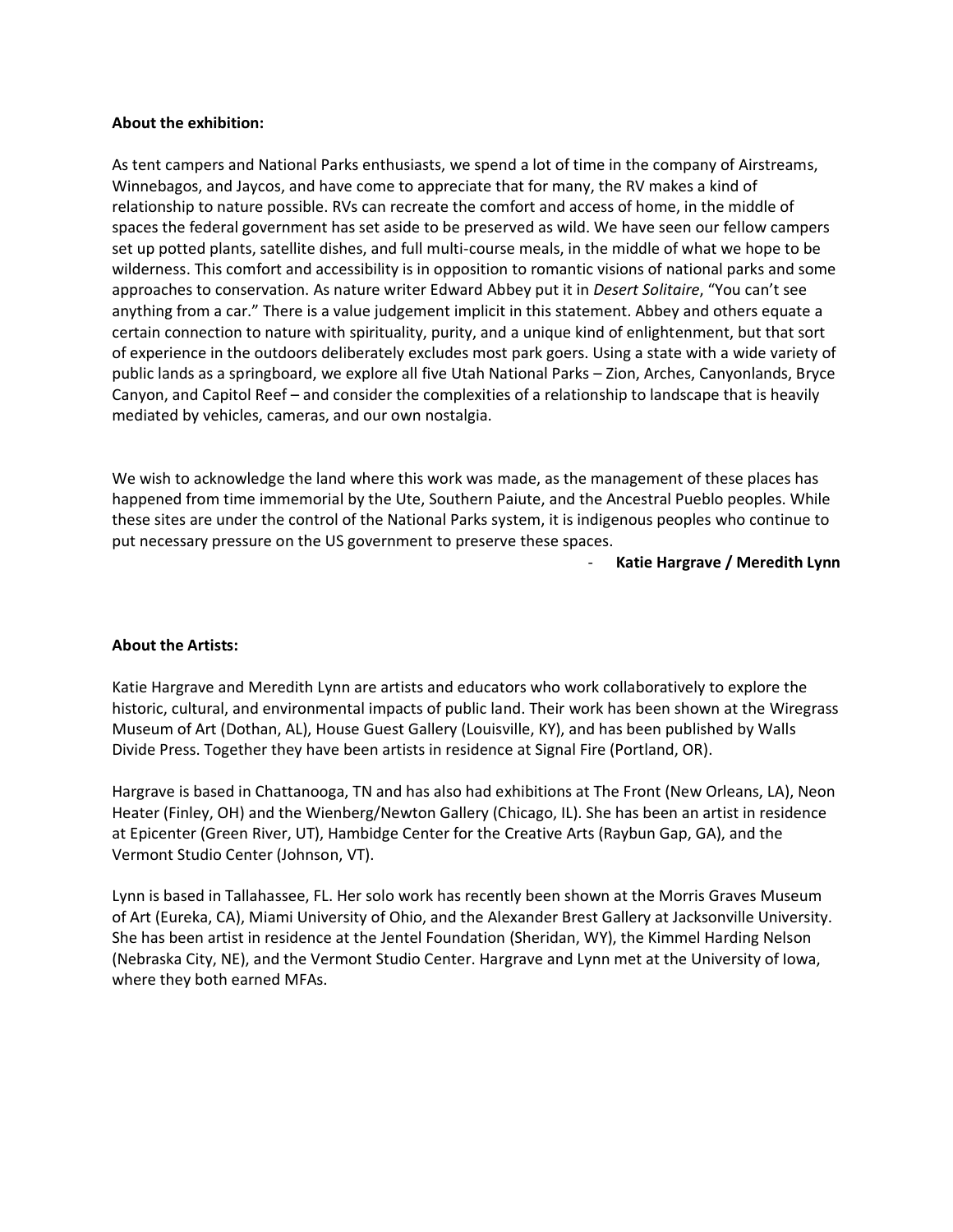**About the exhibition:**

As tent campers and National Parks enthusiasts, we spend a lot of time in the company of Airstreams, Winnebagos, and Jaycos, and have come to appreciate that for many, the RV makes a kind of relationship to nature possible. RVs can recreate the comfort and access of home, in the middle of spaces the federal government has set aside to be preserved as wild. We have seen our fellow campers set up potted plants, satellite dishes, and full multi-course meals, in the middle of what we hope to be wilderness. This comfort and accessibility is in opposition to romantic visions of national parks and some approaches to conservation. As nature writer Edward Abbey put it in *Desert Solitaire*, "You can't see anything from a car." There is a value judgement implicit in this statement. Abbey and others equate a certain connection to nature with spirituality, purity, and a unique kind of enlightenment, but that sort of experience in the outdoors deliberately excludes most park goers. Using a state with a wide variety of public lands as a springboard, we explore all five Utah National Parks – Zion, Arches, Canyonlands, Bryce Canyon, and Capitol Reef – and consider the complexities of a relationship to landscape that is heavily mediated by vehicles, cameras, and our own nostalgia.

We wish to acknowledge the land where this work was made, as the management of these places has happened from time immemorial by the Ute, Southern Paiute, and the Ancestral Pueblo peoples. While these sites are under the control of the National Parks system, it is indigenous peoples who continue to put necessary pressure on the US government to preserve these spaces.

- **Katie Hargrave / Meredith Lynn**

**About the Artists:**

Katie Hargrave and Meredith Lynn are artists and educators who work collaboratively to explore the historic, cultural, and environmental impacts of public land. Their work has been shown at the Wiregrass Museum of Art (Dothan, AL), House Guest Gallery (Louisville, KY), and has been published by Walls Divide Press. Together they have been artists in residence at Signal Fire (Portland, OR).

Hargrave is based in Chattanooga, TN and has also had exhibitions at The Front (New Orleans, LA), Neon Heater (Finley, OH) and the Wienberg/Newton Gallery (Chicago, IL). She has been an artist in residence at Epicenter (Green River, UT), Hambidge Center for the Creative Arts (Raybun Gap, GA), and the Vermont Studio Center (Johnson, VT).

Lynn is based in Tallahassee, FL. Her solo work has recently been shown at the Morris Graves Museum of Art (Eureka, CA), Miami University of Ohio, and the Alexander Brest Gallery at Jacksonville University. She has been artist in residence at the Jentel Foundation (Sheridan, WY), the Kimmel Harding Nelson (Nebraska City, NE), and the Vermont Studio Center. Hargrave and Lynn met at the University of Iowa, where they both earned MFAs.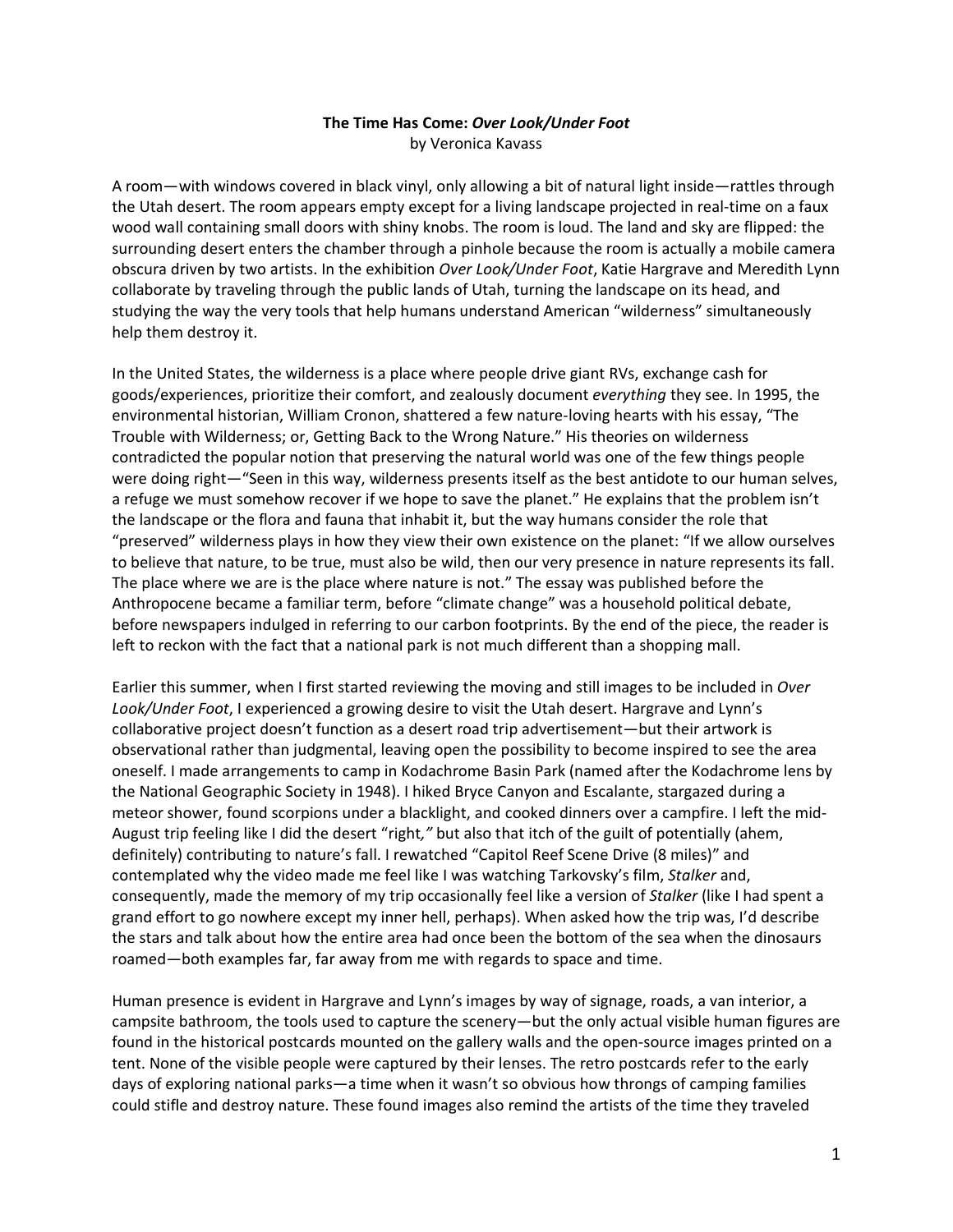**The Time Has Come: *Over Look/Under Foot***
by Veronica Kavass

A room—with windows covered in black vinyl, only allowing a bit of natural light inside—rattles through the Utah desert. The room appears empty except for a living landscape projected in real-time on a faux wood wall containing small doors with shiny knobs. The room is loud. The land and sky are flipped: the surrounding desert enters the chamber through a pinhole because the room is actually a mobile camera obscura driven by two artists. In the exhibition *Over Look/Under Foot*, Katie Hargrave and Meredith Lynn collaborate by traveling through the public lands of Utah, turning the landscape on its head, and studying the way the very tools that help humans understand American "wilderness" simultaneously help them destroy it.

In the United States, the wilderness is a place where people drive giant RVs, exchange cash for goods/experiences, prioritize their comfort, and zealously document *everything* they see. In 1995, the environmental historian, William Cronon, shattered a few nature-loving hearts with his essay, "The Trouble with Wilderness; or, Getting Back to the Wrong Nature." His theories on wilderness contradicted the popular notion that preserving the natural world was one of the few things people were doing right—"Seen in this way, wilderness presents itself as the best antidote to our human selves, a refuge we must somehow recover if we hope to save the planet." He explains that the problem isn't the landscape or the flora and fauna that inhabit it, but the way humans consider the role that "preserved" wilderness plays in how they view their own existence on the planet: "If we allow ourselves to believe that nature, to be true, must also be wild, then our very presence in nature represents its fall. The place where we are is the place where nature is not." The essay was published before the Anthropocene became a familiar term, before "climate change" was a household political debate, before newspapers indulged in referring to our carbon footprints. By the end of the piece, the reader is left to reckon with the fact that a national park is not much different than a shopping mall.

Earlier this summer, when I first started reviewing the moving and still images to be included in *Over Look/Under Foot*, I experienced a growing desire to visit the Utah desert. Hargrave and Lynn's collaborative project doesn't function as a desert road trip advertisement—but their artwork is observational rather than judgmental, leaving open the possibility to become inspired to see the area oneself. I made arrangements to camp in Kodachrome Basin Park (named after the Kodachrome lens by the National Geographic Society in 1948). I hiked Bryce Canyon and Escalante, stargazed during a meteor shower, found scorpions under a blacklight, and cooked dinners over a campfire. I left the mid-August trip feeling like I did the desert "right*,"* but also that itch of the guilt of potentially (ahem, definitely) contributing to nature's fall. I rewatched "Capitol Reef Scene Drive (8 miles)" and contemplated why the video made me feel like I was watching Tarkovsky's film, *Stalker* and, consequently, made the memory of my trip occasionally feel like a version of *Stalker* (like I had spent a grand effort to go nowhere except my inner hell, perhaps). When asked how the trip was, I'd describe the stars and talk about how the entire area had once been the bottom of the sea when the dinosaurs roamed—both examples far, far away from me with regards to space and time.

Human presence is evident in Hargrave and Lynn's images by way of signage, roads, a van interior, a campsite bathroom, the tools used to capture the scenery—but the only actual visible human figures are found in the historical postcards mounted on the gallery walls and the open-source images printed on a tent. None of the visible people were captured by their lenses. The retro postcards refer to the early days of exploring national parks—a time when it wasn't so obvious how throngs of camping families could stifle and destroy nature. These found images also remind the artists of the time they traveled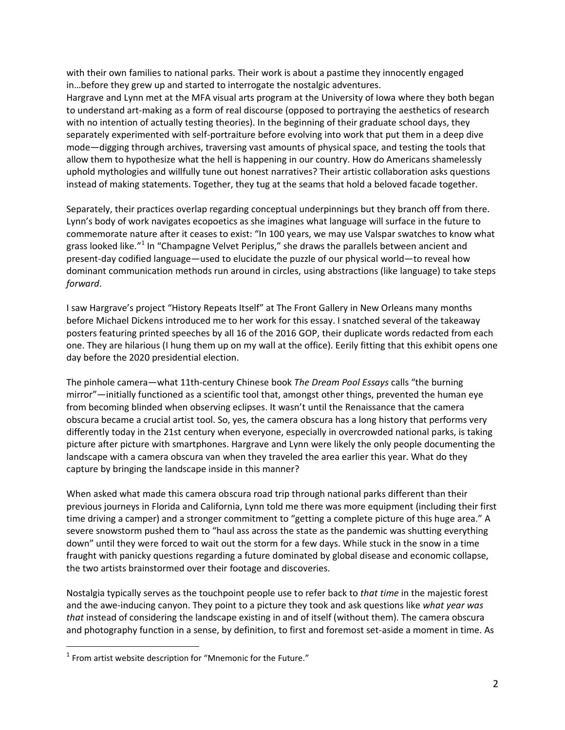with their own families to national parks. Their work is about a pastime they innocently engaged in…before they grew up and started to interrogate the nostalgic adventures.
Hargrave and Lynn met at the MFA visual arts program at the University of Iowa where they both began to understand art-making as a form of real discourse (opposed to portraying the aesthetics of research with no intention of actually testing theories). In the beginning of their graduate school days, they separately experimented with self-portraiture before evolving into work that put them in a deep dive mode—digging through archives, traversing vast amounts of physical space, and testing the tools that allow them to hypothesize what the hell is happening in our country. How do Americans shamelessly uphold mythologies and willfully tune out honest narratives? Their artistic collaboration asks questions instead of making statements. Together, they tug at the seams that hold a beloved facade together.

Separately, their practices overlap regarding conceptual underpinnings but they branch off from there. Lynn's body of work navigates ecopoetics as she imagines what language will surface in the future to commemorate nature after it ceases to exist: "In 100 years, we may use Valspar swatches to know what grass looked like."[1] In "Champagne Velvet Periplus," she draws the parallels between ancient and present-day codified language—used to elucidate the puzzle of our physical world—to reveal how dominant communication methods run around in circles, using abstractions (like language) to take steps *forward*.

I saw Hargrave's project "History Repeats Itself" at The Front Gallery in New Orleans many months before Michael Dickens introduced me to her work for this essay. I snatched several of the takeaway posters featuring printed speeches by all 16 of the 2016 GOP, their duplicate words redacted from each one. They are hilarious (I hung them up on my wall at the office). Eerily fitting that this exhibit opens one day before the 2020 presidential election.

The pinhole camera—what 11th-century Chinese book *The Dream Pool Essays* calls "the burning mirror"—initially functioned as a scientific tool that, amongst other things, prevented the human eye from becoming blinded when observing eclipses. It wasn't until the Renaissance that the camera obscura became a crucial artist tool. So, yes, the camera obscura has a long history that performs very differently today in the 21st century when everyone, especially in overcrowded national parks, is taking picture after picture with smartphones. Hargrave and Lynn were likely the only people documenting the landscape with a camera obscura van when they traveled the area earlier this year. What do they capture by bringing the landscape inside in this manner?

When asked what made this camera obscura road trip through national parks different than their previous journeys in Florida and California, Lynn told me there was more equipment (including their first time driving a camper) and a stronger commitment to "getting a complete picture of this huge area." A severe snowstorm pushed them to "haul ass across the state as the pandemic was shutting everything down" until they were forced to wait out the storm for a few days. While stuck in the snow in a time fraught with panicky questions regarding a future dominated by global disease and economic collapse, the two artists brainstormed over their footage and discoveries.

Nostalgia typically serves as the touchpoint people use to refer back to *that time* in the majestic forest and the awe-inducing canyon. They point to a picture they took and ask questions like *what year was that* instead of considering the landscape existing in and of itself (without them). The camera obscura and photography function in a sense, by definition, to first and foremost set-aside a moment in time. As

[1] From artist website description for "Mnemonic for the Future."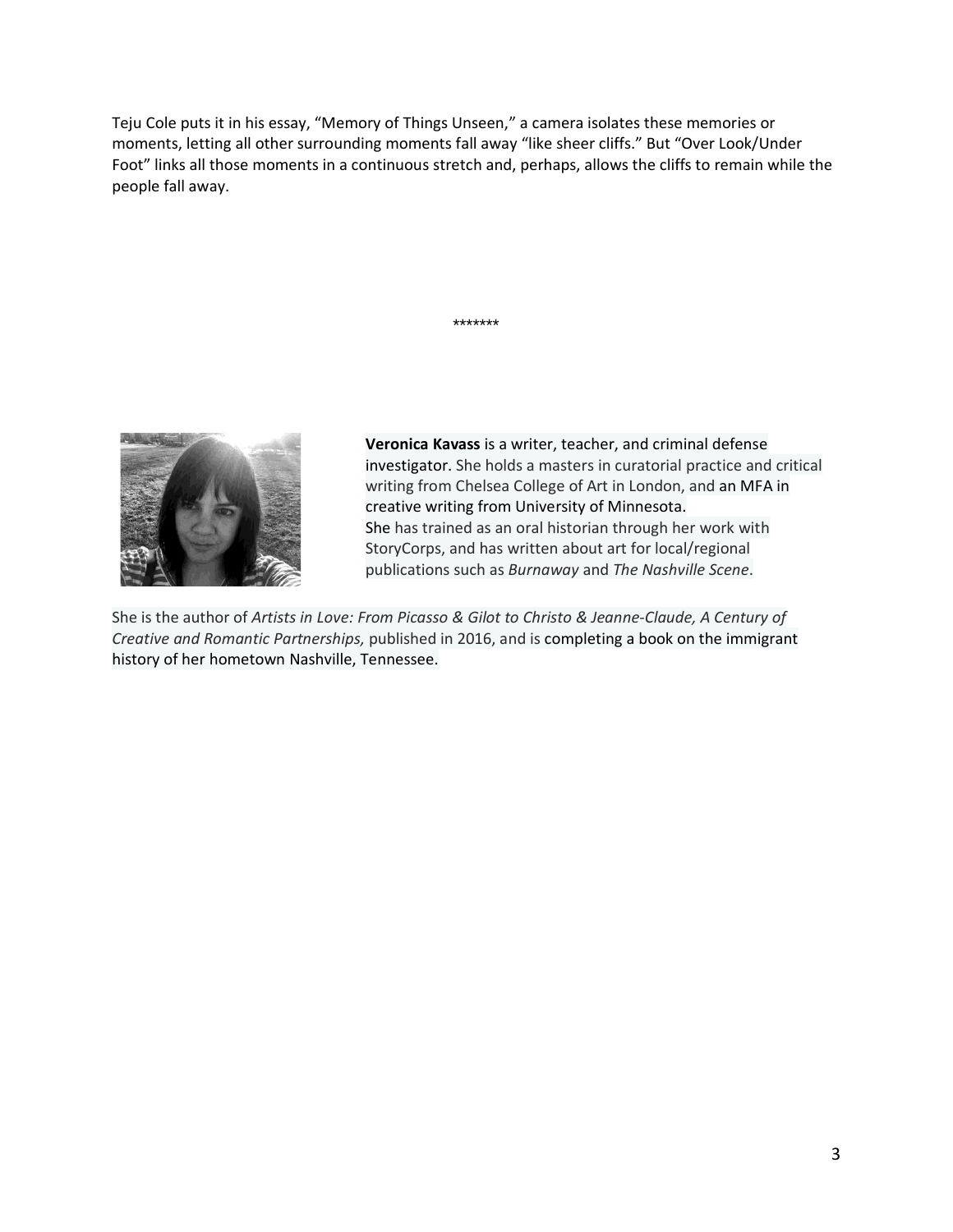Teju Cole puts it in his essay, “Memory of Things Unseen,” a camera isolates these memories or moments, letting all other surrounding moments fall away “like sheer cliffs.” But “Over Look/Under Foot” links all those moments in a continuous stretch and, perhaps, allows the cliffs to remain while the people fall away.

*******

**Veronica Kavass** is a writer, teacher, and criminal defense investigator. She holds a masters in curatorial practice and critical writing from Chelsea College of Art in London, and an MFA in creative writing from University of Minnesota.
She has trained as an oral historian through her work with StoryCorps, and has written about art for local/regional publications such as *Burnaway* and *The Nashville Scene*.

She is the author of *Artists in Love: From Picasso & Gilot to Christo & Jeanne-Claude, A Century of Creative and Romantic Partnerships,* published in 2016, and is completing a book on the immigrant history of her hometown Nashville, Tennessee.